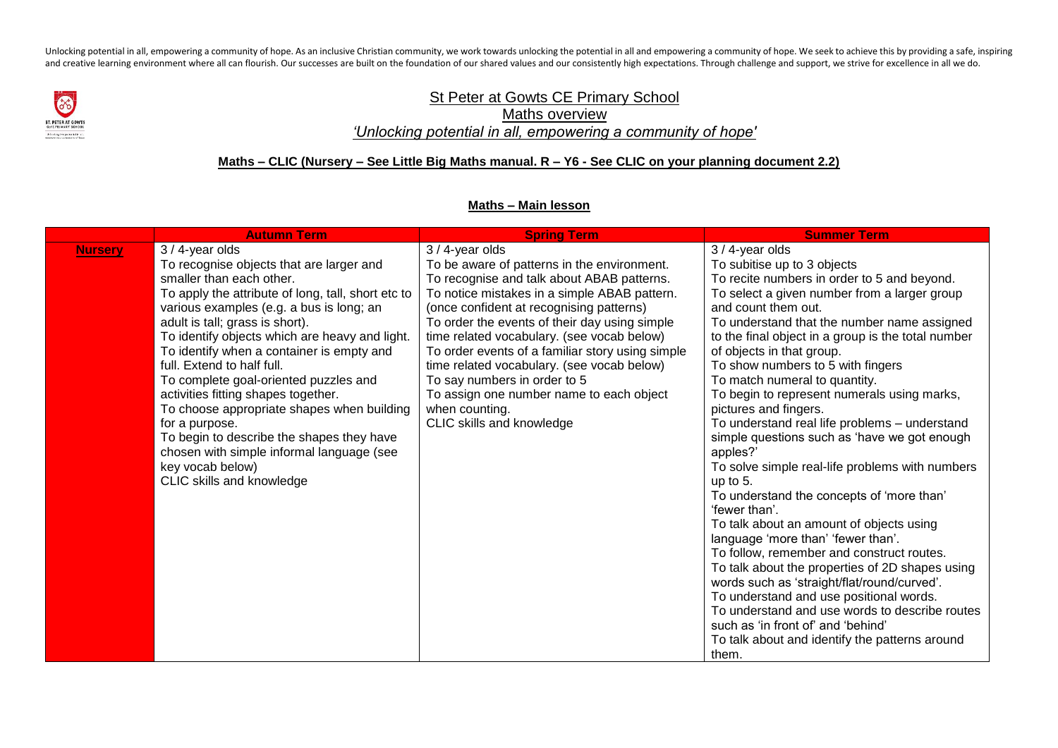Unlocking potential in all, empowering a community of hope. As an inclusive Christian community, we work towards unlocking the potential in all and empowering a community of hope. We seek to achieve this by providing a safe, inspiring and creative learning environment where all can flourish. Our successes are built on the foundation of our shared values and our consistently high expectations. Through challenge and support, we strive for excellence in all we do.

# St Peter at Gowts CE Primary School

## Maths overview

*'Unlocking potential in all, empowering a community of hope'*

**Maths – CLIC (Nursery – See Little Big Maths manual. R – Y6 - See CLIC on your planning document 2.2)**

### Maths – Main lesson

| | Autumn Term | Spring Term | Summer Term |
|---|---|---|---|
| **Nursery** | 3 / 4-year olds<br>To recognise objects that are larger and smaller than each other.<br>To apply the attribute of long, tall, short etc to various examples (e.g. a bus is long; an adult is tall; grass is short).<br>To identify objects which are heavy and light.<br>To identify when a container is empty and full. Extend to half full.<br>To complete goal-oriented puzzles and activities fitting shapes together.<br>To choose appropriate shapes when building for a purpose.<br>To begin to describe the shapes they have chosen with simple informal language (see key vocab below)<br>CLIC skills and knowledge | 3 / 4-year olds<br>To be aware of patterns in the environment.<br>To recognise and talk about ABAB patterns.<br>To notice mistakes in a simple ABAB pattern. (once confident at recognising patterns)<br>To order the events of their day using simple time related vocabulary. (see vocab below)<br>To order events of a familiar story using simple time related vocabulary. (see vocab below)<br>To say numbers in order to 5<br>To assign one number name to each object when counting.<br>CLIC skills and knowledge | 3 / 4-year olds<br>To subitise up to 3 objects<br>To recite numbers in order to 5 and beyond.<br>To select a given number from a larger group and count them out.<br>To understand that the number name assigned to the final object in a group is the total number of objects in that group.<br>To show numbers to 5 with fingers<br>To match numeral to quantity.<br>To begin to represent numerals using marks, pictures and fingers.<br>To understand real life problems – understand simple questions such as 'have we got enough apples?'<br>To solve simple real-life problems with numbers up to 5.<br>To understand the concepts of 'more than' 'fewer than'.<br>To talk about an amount of objects using language 'more than' 'fewer than'.<br>To follow, remember and construct routes.<br>To talk about the properties of 2D shapes using words such as 'straight/flat/round/curved'.<br>To understand and use positional words.<br>To understand and use words to describe routes such as 'in front of' and 'behind'<br>To talk about and identify the patterns around them. |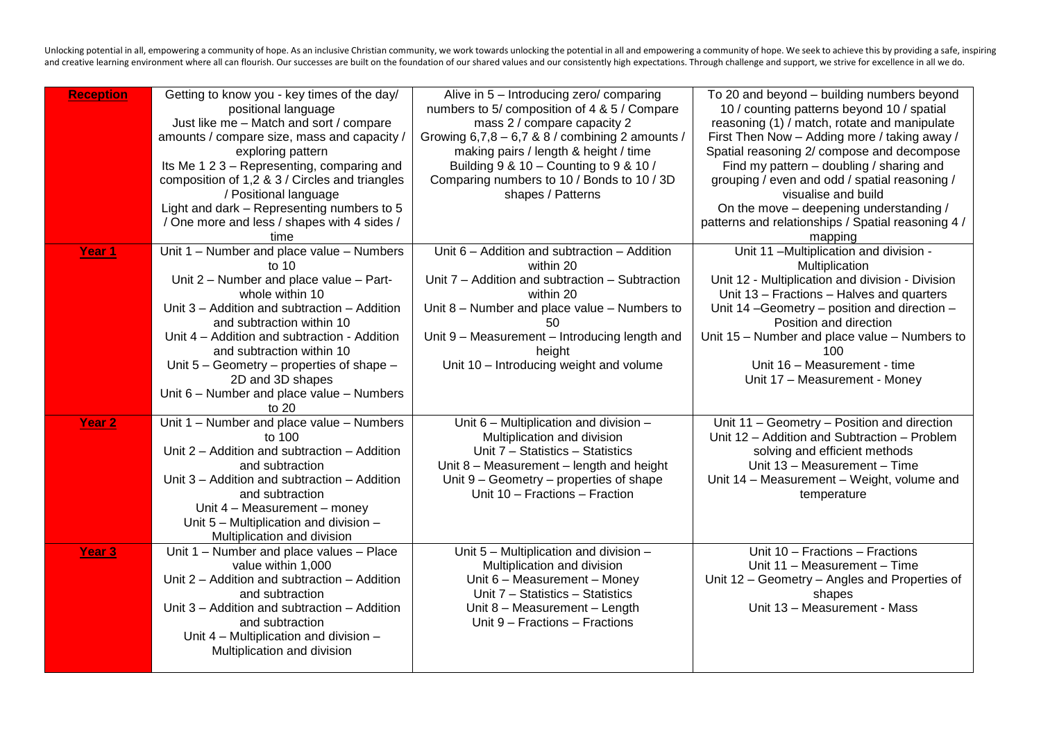Unlocking potential in all, empowering a community of hope. As an inclusive Christian community, we work towards unlocking the potential in all and empowering a community of hope. We seek to achieve this by providing a safe, inspiring and creative learning environment where all can flourish. Our successes are built on the foundation of our shared values and our consistently high expectations. Through challenge and support, we strive for excellence in all we do.

| | | | |
|---|---|---|---|
| **Reception** | Getting to know you - key times of the day/ positional language<br>Just like me – Match and sort / compare amounts / compare size, mass and capacity / exploring pattern<br>Its Me 1 2 3 – Representing, comparing and composition of 1,2 & 3 / Circles and triangles / Positional language<br>Light and dark – Representing numbers to 5 / One more and less / shapes with 4 sides / time | Alive in 5 – Introducing zero/ comparing numbers to 5/ composition of 4 & 5 / Compare mass 2 / compare capacity 2<br>Growing 6,7,8 – 6,7 & 8 / combining 2 amounts / making pairs / length & height / time<br>Building 9 & 10 – Counting to 9 & 10 / Comparing numbers to 10 / Bonds to 10 / 3D shapes / Patterns | To 20 and beyond – building numbers beyond 10 / counting patterns beyond 10 / spatial reasoning (1) / match, rotate and manipulate<br>First Then Now – Adding more / taking away / Spatial reasoning 2/ compose and decompose<br>Find my pattern – doubling / sharing and grouping / even and odd / spatial reasoning / visualise and build<br>On the move – deepening understanding / patterns and relationships / Spatial reasoning 4 / mapping |
| **Year 1** | Unit 1 – Number and place value – Numbers to 10<br>Unit 2 – Number and place value – Part-whole within 10<br>Unit 3 – Addition and subtraction – Addition and subtraction within 10<br>Unit 4 – Addition and subtraction - Addition and subtraction within 10<br>Unit 5 – Geometry – properties of shape – 2D and 3D shapes<br>Unit 6 – Number and place value – Numbers to 20 | Unit 6 – Addition and subtraction – Addition within 20<br>Unit 7 – Addition and subtraction – Subtraction within 20<br>Unit 8 – Number and place value – Numbers to 50<br>Unit 9 – Measurement – Introducing length and height<br>Unit 10 – Introducing weight and volume | Unit 11 –Multiplication and division - Multiplication<br>Unit 12 - Multiplication and division - Division<br>Unit 13 – Fractions – Halves and quarters<br>Unit 14 –Geometry – position and direction – Position and direction<br>Unit 15 – Number and place value – Numbers to 100<br>Unit 16 – Measurement - time<br>Unit 17 – Measurement - Money |
| **Year 2** | Unit 1 – Number and place value – Numbers to 100<br>Unit 2 – Addition and subtraction – Addition and subtraction<br>Unit 3 – Addition and subtraction – Addition and subtraction<br>Unit 4 – Measurement – money<br>Unit 5 – Multiplication and division – Multiplication and division | Unit 6 – Multiplication and division – Multiplication and division<br>Unit 7 – Statistics – Statistics<br>Unit 8 – Measurement – length and height<br>Unit 9 – Geometry – properties of shape<br>Unit 10 – Fractions – Fraction | Unit 11 – Geometry – Position and direction<br>Unit 12 – Addition and Subtraction – Problem solving and efficient methods<br>Unit 13 – Measurement – Time<br>Unit 14 – Measurement – Weight, volume and temperature |
| **Year 3** | Unit 1 – Number and place values – Place value within 1,000<br>Unit 2 – Addition and subtraction – Addition and subtraction<br>Unit 3 – Addition and subtraction – Addition and subtraction<br>Unit 4 – Multiplication and division – Multiplication and division | Unit 5 – Multiplication and division – Multiplication and division<br>Unit 6 – Measurement – Money<br>Unit 7 – Statistics – Statistics<br>Unit 8 – Measurement – Length<br>Unit 9 – Fractions – Fractions | Unit 10 – Fractions – Fractions<br>Unit 11 – Measurement – Time<br>Unit 12 – Geometry – Angles and Properties of shapes<br>Unit 13 – Measurement - Mass |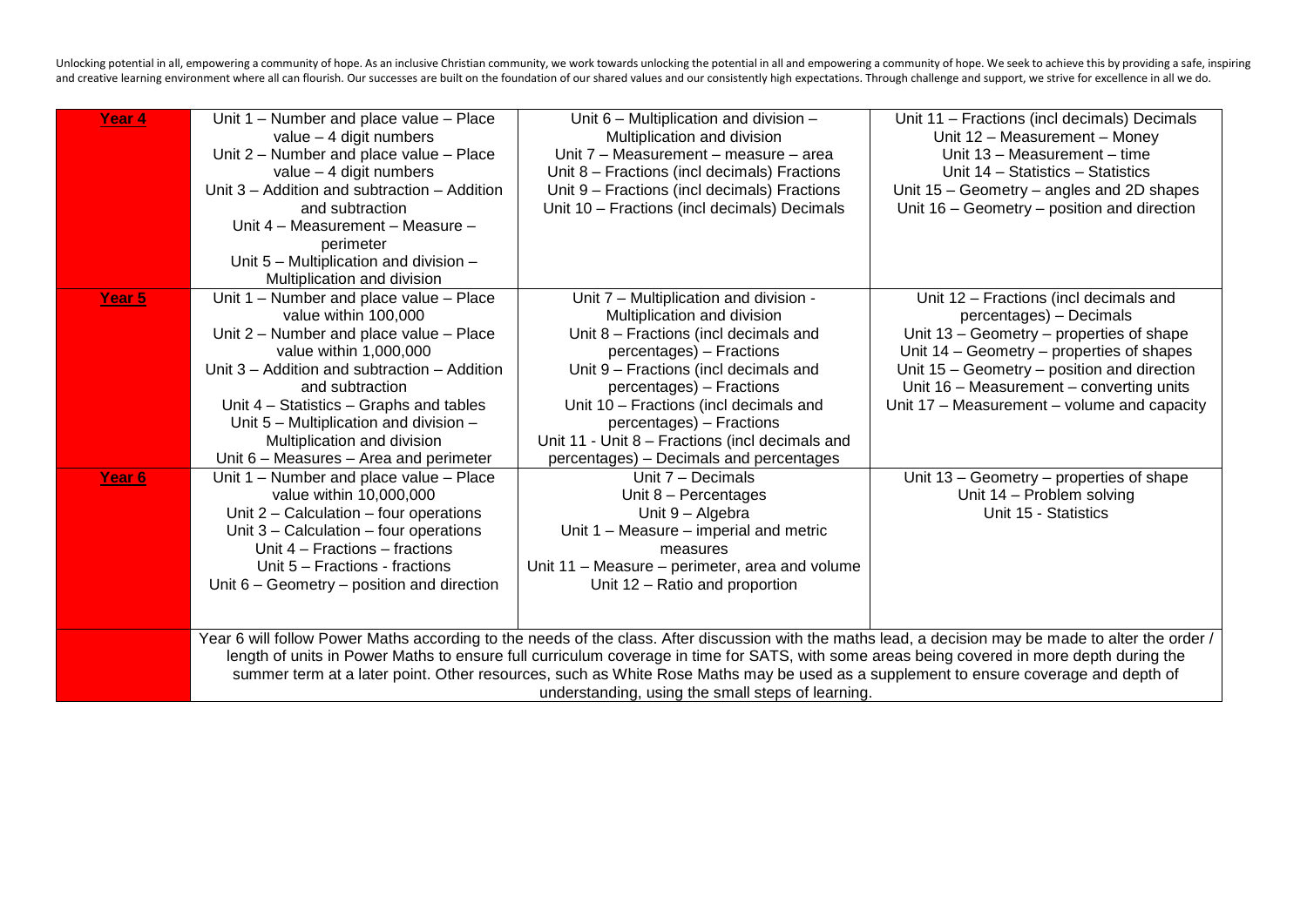Unlocking potential in all, empowering a community of hope. As an inclusive Christian community, we work towards unlocking the potential in all and empowering a community of hope. We seek to achieve this by providing a safe, inspiring and creative learning environment where all can flourish. Our successes are built on the foundation of our shared values and our consistently high expectations. Through challenge and support, we strive for excellence in all we do.

| | | | |
|---|---|---|---|
| **Year 4** | Unit 1 – Number and place value – Place value – 4 digit numbers<br>Unit 2 – Number and place value – Place value – 4 digit numbers<br>Unit 3 – Addition and subtraction – Addition and subtraction<br>Unit 4 – Measurement – Measure – perimeter<br>Unit 5 – Multiplication and division – Multiplication and division | Unit 6 – Multiplication and division – Multiplication and division<br>Unit 7 – Measurement – measure – area<br>Unit 8 – Fractions (incl decimals) Fractions<br>Unit 9 – Fractions (incl decimals) Fractions<br>Unit 10 – Fractions (incl decimals) Decimals | Unit 11 – Fractions (incl decimals) Decimals<br>Unit 12 – Measurement – Money<br>Unit 13 – Measurement – time<br>Unit 14 – Statistics – Statistics<br>Unit 15 – Geometry – angles and 2D shapes<br>Unit 16 – Geometry – position and direction |
| **Year 5** | Unit 1 – Number and place value – Place value within 100,000<br>Unit 2 – Number and place value – Place value within 1,000,000<br>Unit 3 – Addition and subtraction – Addition and subtraction<br>Unit 4 – Statistics – Graphs and tables<br>Unit 5 – Multiplication and division – Multiplication and division<br>Unit 6 – Measures – Area and perimeter | Unit 7 – Multiplication and division - Multiplication and division<br>Unit 8 – Fractions (incl decimals and percentages) – Fractions<br>Unit 9 – Fractions (incl decimals and percentages) – Fractions<br>Unit 10 – Fractions (incl decimals and percentages) – Fractions<br>Unit 11 - Unit 8 – Fractions (incl decimals and percentages) – Decimals and percentages | Unit 12 – Fractions (incl decimals and percentages) – Decimals<br>Unit 13 – Geometry – properties of shape<br>Unit 14 – Geometry – properties of shapes<br>Unit 15 – Geometry – position and direction<br>Unit 16 – Measurement – converting units<br>Unit 17 – Measurement – volume and capacity |
| **Year 6** | Unit 1 – Number and place value – Place value within 10,000,000<br>Unit 2 – Calculation – four operations<br>Unit 3 – Calculation – four operations<br>Unit 4 – Fractions – fractions<br>Unit 5 – Fractions - fractions<br>Unit 6 – Geometry – position and direction | Unit 7 – Decimals<br>Unit 8 – Percentages<br>Unit 9 – Algebra<br>Unit 1 – Measure – imperial and metric measures<br>Unit 11 – Measure – perimeter, area and volume<br>Unit 12 – Ratio and proportion | Unit 13 – Geometry – properties of shape<br>Unit 14 – Problem solving<br>Unit 15 - Statistics |
| | Year 6 will follow Power Maths according to the needs of the class. After discussion with the maths lead, a decision may be made to alter the order / length of units in Power Maths to ensure full curriculum coverage in time for SATS, with some areas being covered in more depth during the summer term at a later point. Other resources, such as White Rose Maths may be used as a supplement to ensure coverage and depth of understanding, using the small steps of learning. | | |